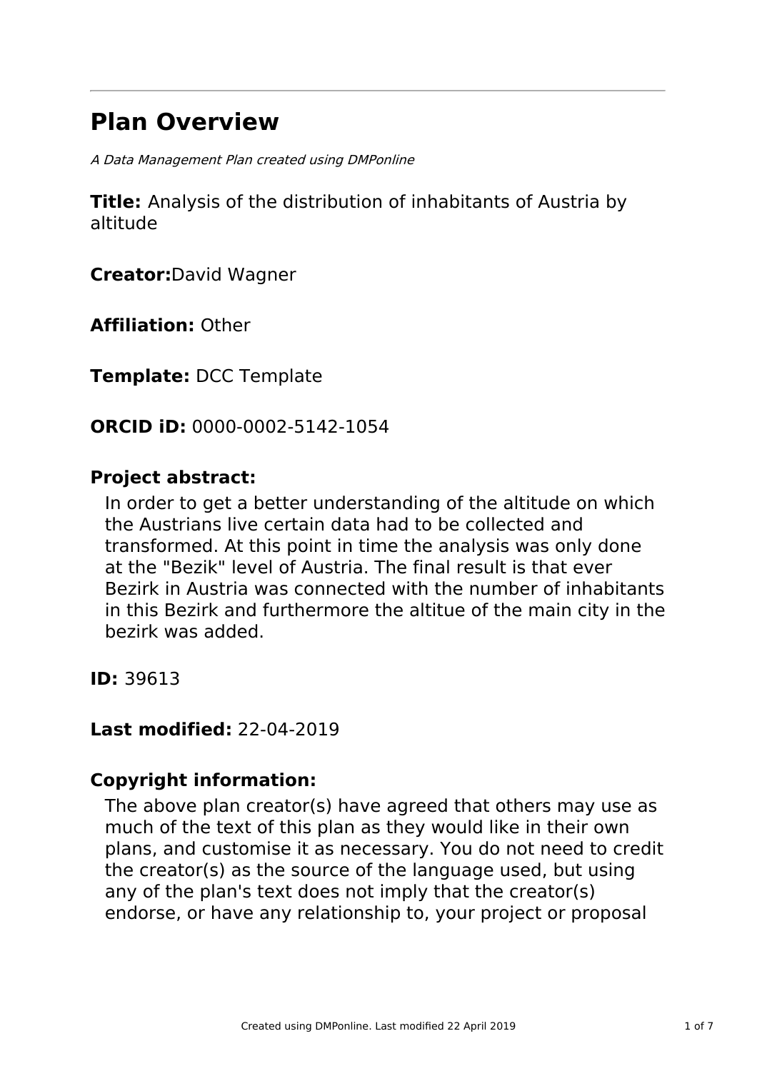# Plan Overview

*A Data Management Plan created using DMPonline*

**Title:** Analysis of the distribution of inhabitants of Austria by altitude

**Creator:**David Wagner

**Affiliation:** Other

**Template:** DCC Template

**ORCID iD:** 0000-0002-5142-1054

**Project abstract:**

In order to get a better understanding of the altitude on which the Austrians live certain data had to be collected and transformed. At this point in time the analysis was only done at the "Bezik" level of Austria. The final result is that ever Bezirk in Austria was connected with the number of inhabitants in this Bezirk and furthermore the altitue of the main city in the bezirk was added.

**ID:** 39613

**Last modified:** 22-04-2019

**Copyright information:**

The above plan creator(s) have agreed that others may use as much of the text of this plan as they would like in their own plans, and customise it as necessary. You do not need to credit the creator(s) as the source of the language used, but using any of the plan's text does not imply that the creator(s) endorse, or have any relationship to, your project or proposal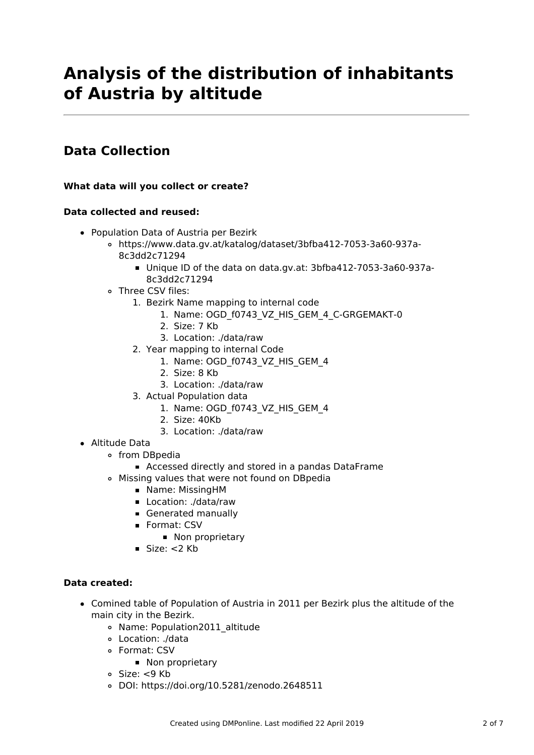# Analysis of the distribution of inhabitants of Austria by altitude

## Data Collection

**What data will you collect or create?**

**Data collected and reused:**

- Population Data of Austria per Bezirk
  - https://www.data.gv.at/katalog/dataset/3bfba412-7053-3a60-937a-8c3dd2c71294
    - Unique ID of the data on data.gv.at: 3bfba412-7053-3a60-937a-8c3dd2c71294
  - Three CSV files:
    1. Bezirk Name mapping to internal code
        1. Name: OGD_f0743_VZ_HIS_GEM_4_C-GRGEMAKT-0
        2. Size: 7 Kb
        3. Location: ./data/raw
    2. Year mapping to internal Code
        1. Name: OGD_f0743_VZ_HIS_GEM_4
        2. Size: 8 Kb
        3. Location: ./data/raw
    3. Actual Population data
        1. Name: OGD_f0743_VZ_HIS_GEM_4
        2. Size: 40Kb
        3. Location: ./data/raw
- Altitude Data
  - from DBpedia
    - Accessed directly and stored in a pandas DataFrame
  - Missing values that were not found on DBpedia
    - Name: MissingHM
    - Location: ./data/raw
    - Generated manually
    - Format: CSV
      - Non proprietary
    - Size: <2 Kb

**Data created:**

- Comined table of Population of Austria in 2011 per Bezirk plus the altitude of the main city in the Bezirk.
  - Name: Population2011_altitude
  - Location: ./data
  - Format: CSV
    - Non proprietary
  - Size: <9 Kb
  - DOI: https://doi.org/10.5281/zenodo.2648511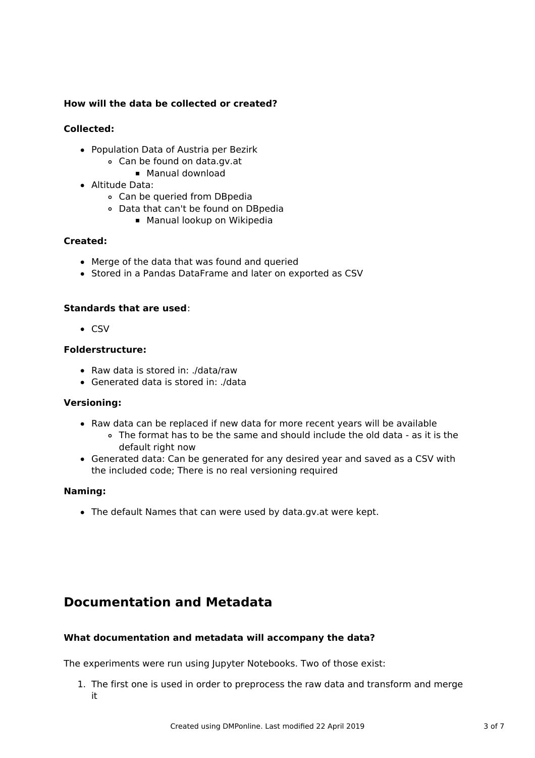**How will the data be collected or created?**

**Collected:**

- Population Data of Austria per Bezirk
  - Can be found on data.gv.at
    - Manual download
- Altitude Data:
  - Can be queried from DBpedia
  - Data that can't be found on DBpedia
    - Manual lookup on Wikipedia

**Created:**

- Merge of the data that was found and queried
- Stored in a Pandas DataFrame and later on exported as CSV

**Standards that are used**:

- CSV

**Folderstructure:**

- Raw data is stored in: ./data/raw
- Generated data is stored in: ./data

**Versioning:**

- Raw data can be replaced if new data for more recent years will be available
  - The format has to be the same and should include the old data - as it is the default right now
- Generated data: Can be generated for any desired year and saved as a CSV with the included code; There is no real versioning required

**Naming:**

- The default Names that can were used by data.gv.at were kept.

## Documentation and Metadata

**What documentation and metadata will accompany the data?**

The experiments were run using Jupyter Notebooks. Two of those exist:

1. The first one is used in order to preprocess the raw data and transform and merge it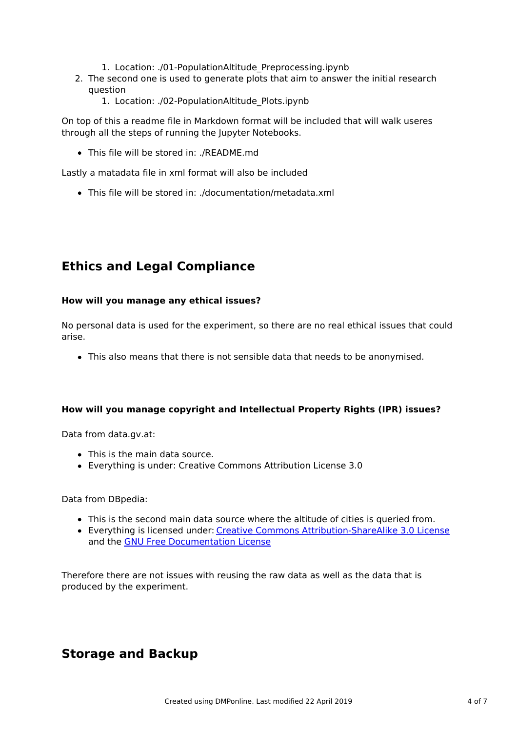1. Location: ./01-PopulationAltitude_Preprocessing.ipynb
2. The second one is used to generate plots that aim to answer the initial research question
    1. Location: ./02-PopulationAltitude_Plots.ipynb

On top of this a readme file in Markdown format will be included that will walk useres through all the steps of running the Jupyter Notebooks.

- This file will be stored in: ./README.md

Lastly a matadata file in xml format will also be included

- This file will be stored in: ./documentation/metadata.xml

## Ethics and Legal Compliance

**How will you manage any ethical issues?**

No personal data is used for the experiment, so there are no real ethical issues that could arise.

- This also means that there is not sensible data that needs to be anonymised.

**How will you manage copyright and Intellectual Property Rights (IPR) issues?**

Data from data.gv.at:

- This is the main data source.
- Everything is under: Creative Commons Attribution License 3.0

Data from DBpedia:

- This is the second main data source where the altitude of cities is queried from.
- Everything is licensed under: Creative Commons Attribution-ShareAlike 3.0 License and the GNU Free Documentation License

Therefore there are not issues with reusing the raw data as well as the data that is produced by the experiment.

## Storage and Backup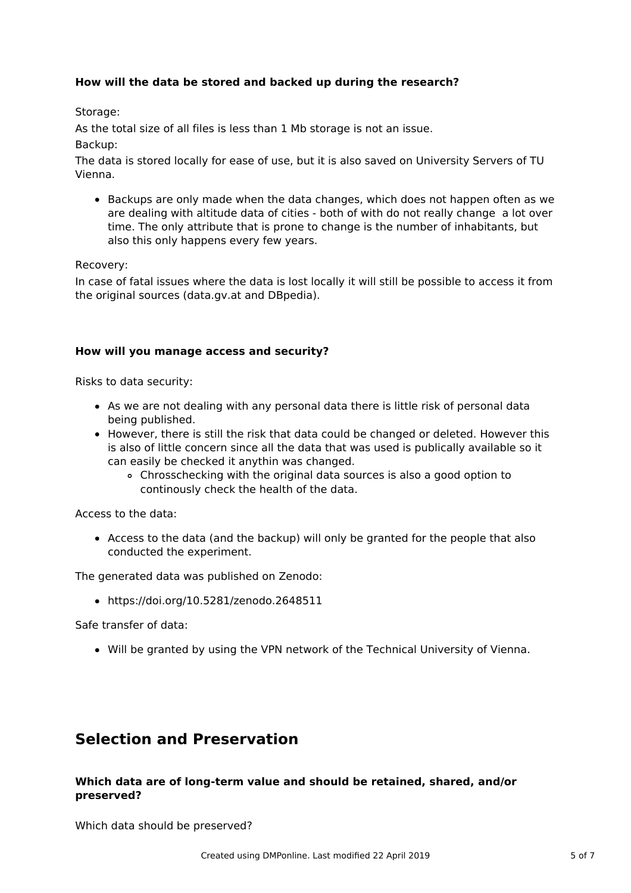**How will the data be stored and backed up during the research?**

Storage:

As the total size of all files is less than 1 Mb storage is not an issue.

Backup:

The data is stored locally for ease of use, but it is also saved on University Servers of TU Vienna.

- Backups are only made when the data changes, which does not happen often as we are dealing with altitude data of cities - both of with do not really change  a lot over time. The only attribute that is prone to change is the number of inhabitants, but also this only happens every few years.

Recovery:

In case of fatal issues where the data is lost locally it will still be possible to access it from the original sources (data.gv.at and DBpedia).

**How will you manage access and security?**

Risks to data security:

- As we are not dealing with any personal data there is little risk of personal data being published.
- However, there is still the risk that data could be changed or deleted. However this is also of little concern since all the data that was used is publically available so it can easily be checked it anythin was changed.
    - Chrosschecking with the original data sources is also a good option to continously check the health of the data.

Access to the data:

- Access to the data (and the backup) will only be granted for the people that also conducted the experiment.

The generated data was published on Zenodo:

- https://doi.org/10.5281/zenodo.2648511

Safe transfer of data:

- Will be granted by using the VPN network of the Technical University of Vienna.

## Selection and Preservation

**Which data are of long-term value and should be retained, shared, and/or preserved?**

Which data should be preserved?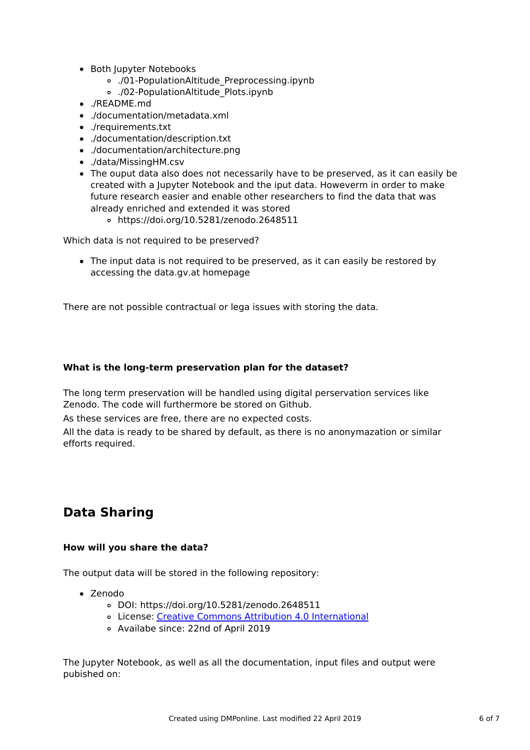- Both Jupyter Notebooks
  - ./01-PopulationAltitude_Preprocessing.ipynb
  - ./02-PopulationAltitude_Plots.ipynb
- ./README.md
- ./documentation/metadata.xml
- ./requirements.txt
- ./documentation/description.txt
- ./documentation/architecture.png
- ./data/MissingHM.csv
- The ouput data also does not necessarily have to be preserved, as it can easily be created with a Jupyter Notebook and the iput data. Howeverm in order to make future research easier and enable other researchers to find the data that was already enriched and extended it was stored
  - https://doi.org/10.5281/zenodo.2648511

Which data is not required to be preserved?

- The input data is not required to be preserved, as it can easily be restored by accessing the data.gv.at homepage

There are not possible contractual or lega issues with storing the data.

**What is the long-term preservation plan for the dataset?**

The long term preservation will be handled using digital perservation services like Zenodo. The code will furthermore be stored on Github.

As these services are free, there are no expected costs.

All the data is ready to be shared by default, as there is no anonymazation or similar efforts required.

## Data Sharing

**How will you share the data?**

The output data will be stored in the following repository:

- Zenodo
  - DOI: https://doi.org/10.5281/zenodo.2648511
  - License: [Creative Commons Attribution 4.0 International]
  - Availabe since: 22nd of April 2019

The Jupyter Notebook, as well as all the documentation, input files and output were pubished on: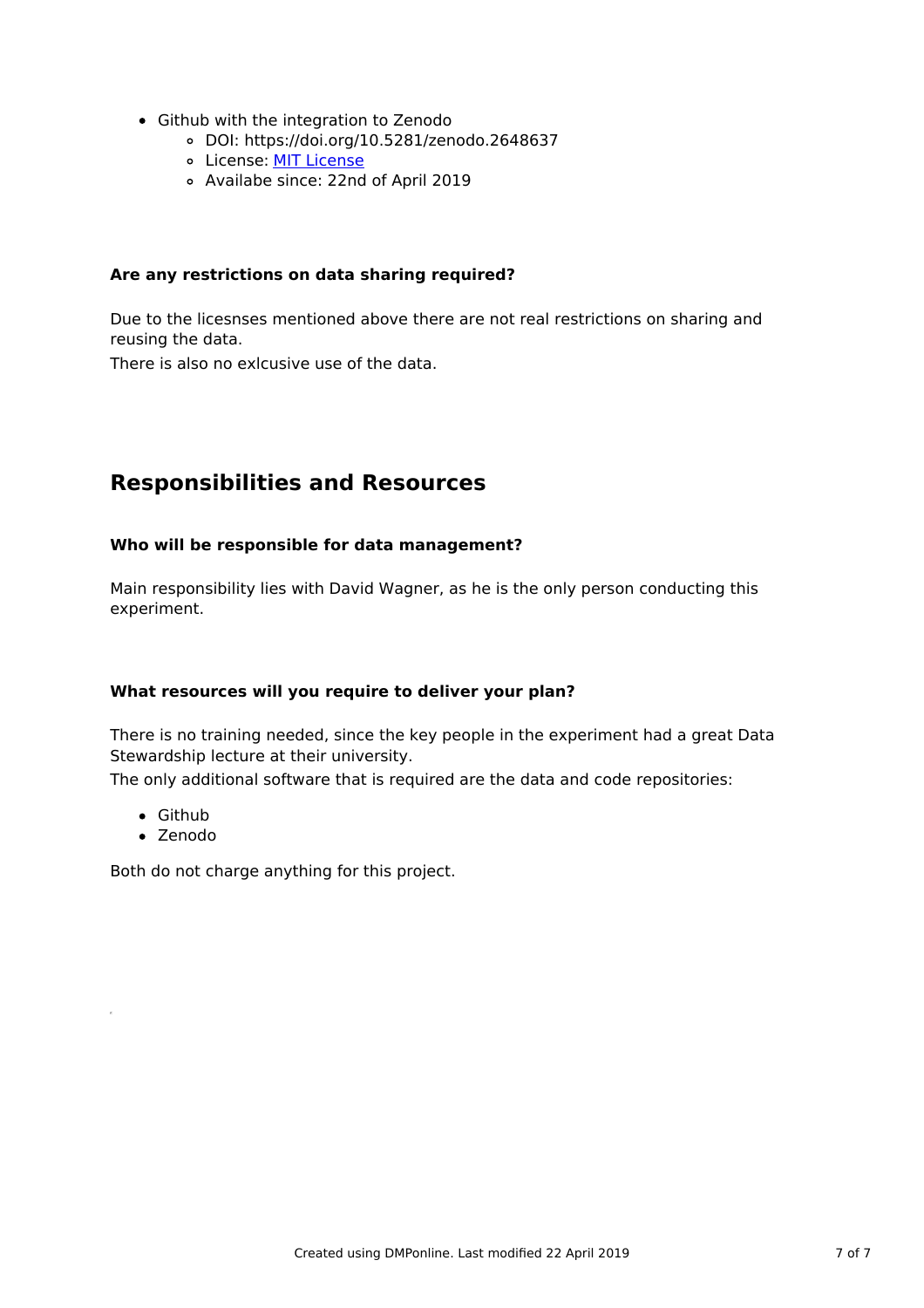- Github with the integration to Zenodo
    - DOI: https://doi.org/10.5281/zenodo.2648637
    - License: [MIT License]
    - Availabe since: 22nd of April 2019

**Are any restrictions on data sharing required?**

Due to the licesnses mentioned above there are not real restrictions on sharing and reusing the data.
There is also no exlcusive use of the data.

## Responsibilities and Resources

**Who will be responsible for data management?**

Main responsibility lies with David Wagner, as he is the only person conducting this experiment.

**What resources will you require to deliver your plan?**

There is no training needed, since the key people in the experiment had a great Data Stewardship lecture at their university.
The only additional software that is required are the data and code repositories:

- Github
- Zenodo

Both do not charge anything for this project.